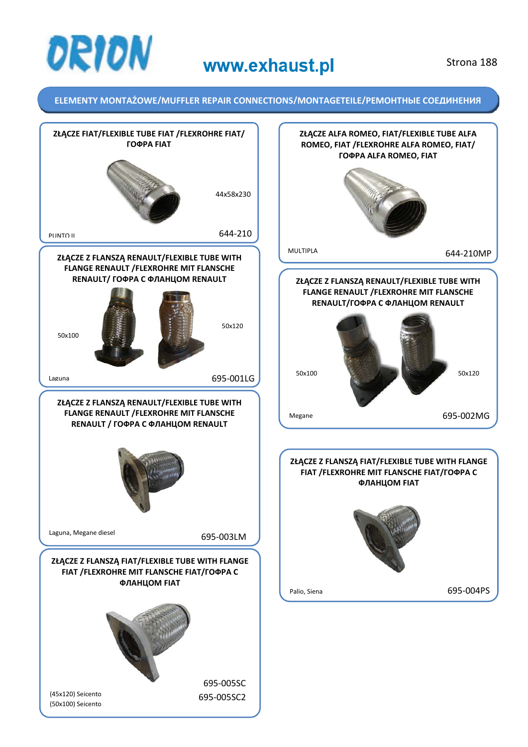# ORION

**www.exhaust.pl**

Strona 188

## ELEMENTY MONTAŻOWE/MUFFLER REPAIR CONNECTIONS/MONTAGETEILE/РЕМОНТНЫЕ СОЕДИНЕНИЯ

### ZŁĄCZE FIAT/FLEXIBLE TUBE FIAT /FLEXROHRE FIAT/ ГОФРА FIAT

44x58x230

PUNTO II

644-210

### ZŁĄCZE Z FLANSZĄ RENAULT/FLEXIBLE TUBE WITH FLANGE RENAULT /FLEXROHRE MIT FLANSCHE RENAULT/ ГОФРА С ФЛАНЦОМ RENAULT

50x100

50x120

Laguna

695-001LG

### ZŁĄCZE Z FLANSZĄ RENAULT/FLEXIBLE TUBE WITH FLANGE RENAULT /FLEXROHRE MIT FLANSCHE RENAULT / ГОФРА С ФЛАНЦОМ RENAULT

Laguna, Megane diesel

695-003LM

### ZŁĄCZE Z FLANSZĄ FIAT/FLEXIBLE TUBE WITH FLANGE FIAT /FLEXROHRE MIT FLANSCHE FIAT/ГОФРА С ФЛАНЦОМ FIAT

(45x120) Seicento

(50x100) Seicento

695-005SC

695-005SC2

### ZŁĄCZE ALFA ROMEO, FIAT/FLEXIBLE TUBE ALFA ROMEO, FIAT /FLEXROHRE ALFA ROMEO, FIAT/ ГОФРА ALFA ROMEO, FIAT

MULTIPLA

644-210MP

### ZŁĄCZE Z FLANSZĄ RENAULT/FLEXIBLE TUBE WITH FLANGE RENAULT /FLEXROHRE MIT FLANSCHE RENAULT/ГОФРА С ФЛАНЦОМ RENAULT

50x100

50x120

Megane

695-002MG

### ZŁĄCZE Z FLANSZĄ FIAT/FLEXIBLE TUBE WITH FLANGE FIAT /FLEXROHRE MIT FLANSCHE FIAT/ГОФРА С ФЛАНЦОМ FIAT

Palio, Siena

695-004PS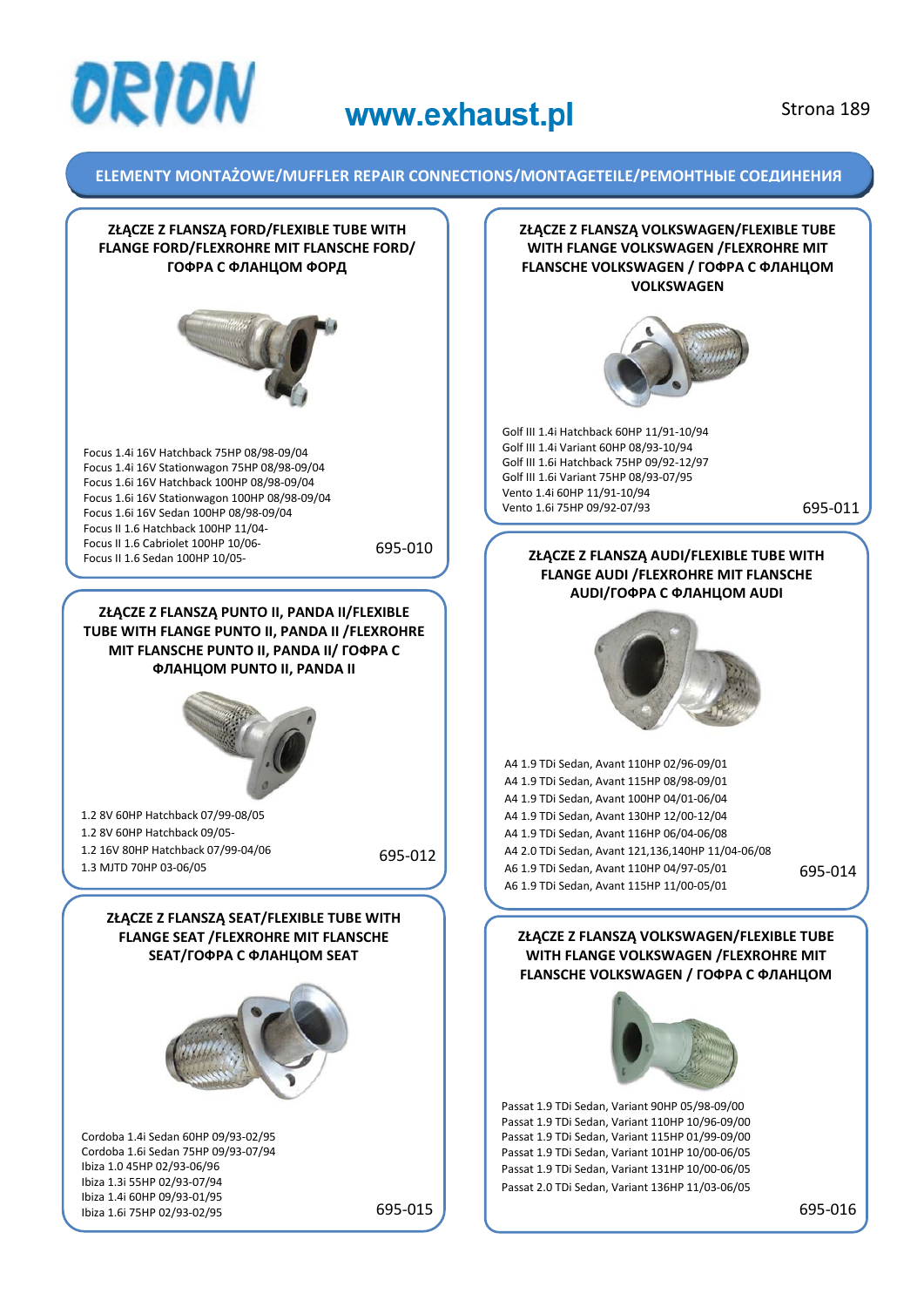# ELEMENTY MONTAŻOWE/MUFFLER REPAIR CONNECTIONS/MONTAGETEILE/РЕМОНТНЫЕ СОЕДИНЕНИЯ

## ZŁĄCZE Z FLANSZĄ FORD/FLEXIBLE TUBE WITH FLANGE FORD/FLEXROHRE MIT FLANSCHE FORD/ ГОФРА С ФЛАНЦОМ ФОРД

Focus 1.4i 16V Hatchback 75HP 08/98-09/04
Focus 1.4i 16V Stationwagon 75HP 08/98-09/04
Focus 1.6i 16V Hatchback 100HP 08/98-09/04
Focus 1.6i 16V Stationwagon 100HP 08/98-09/04
Focus 1.6i 16V Sedan 100HP 08/98-09/04
Focus II 1.6 Hatchback 100HP 11/04-
Focus II 1.6 Cabriolet 100HP 10/06-
Focus II 1.6 Sedan 100HP 10/05-

695-010

## ZŁĄCZE Z FLANSZĄ VOLKSWAGEN/FLEXIBLE TUBE WITH FLANGE VOLKSWAGEN /FLEXROHRE MIT FLANSCHE VOLKSWAGEN / ГОФРА С ФЛАНЦОМ VOLKSWAGEN

Golf III 1.4i Hatchback 60HP 11/91-10/94
Golf III 1.4i Variant 60HP 08/93-10/94
Golf III 1.6i Hatchback 75HP 09/92-12/97
Golf III 1.6i Variant 75HP 08/93-07/95
Vento 1.4i 60HP 11/91-10/94
Vento 1.6i 75HP 09/92-07/93

695-011

## ZŁĄCZE Z FLANSZĄ PUNTO II, PANDA II/FLEXIBLE TUBE WITH FLANGE PUNTO II, PANDA II /FLEXROHRE MIT FLANSCHE PUNTO II, PANDA II/ ГОФРА С ФЛАНЦОМ PUNTO II, PANDA II

1.2 8V 60HP Hatchback 07/99-08/05
1.2 8V 60HP Hatchback 09/05-
1.2 16V 80HP Hatchback 07/99-04/06
1.3 MJTD 70HP 03-06/05

695-012

## ZŁĄCZE Z FLANSZĄ AUDI/FLEXIBLE TUBE WITH FLANGE AUDI /FLEXROHRE MIT FLANSCHE AUDI/ГОФРА С ФЛАНЦОМ AUDI

A4 1.9 TDi Sedan, Avant 110HP 02/96-09/01
A4 1.9 TDi Sedan, Avant 115HP 08/98-09/01
A4 1.9 TDi Sedan, Avant 100HP 04/01-06/04
A4 1.9 TDi Sedan, Avant 130HP 12/00-12/04
A4 1.9 TDi Sedan, Avant 116HP 06/04-06/08
A4 2.0 TDi Sedan, Avant 121,136,140HP 11/04-06/08
A6 1.9 TDi Sedan, Avant 110HP 04/97-05/01
A6 1.9 TDi Sedan, Avant 115HP 11/00-05/01

695-014

## ZŁĄCZE Z FLANSZĄ SEAT/FLEXIBLE TUBE WITH FLANGE SEAT /FLEXROHRE MIT FLANSCHE SEAT/ГОФРА С ФЛАНЦОМ SEAT

Cordoba 1.4i Sedan 60HP 09/93-02/95
Cordoba 1.6i Sedan 75HP 09/93-07/94
Ibiza 1.0 45HP 02/93-06/96
Ibiza 1.3i 55HP 02/93-07/94
Ibiza 1.4i 60HP 09/93-01/95
Ibiza 1.6i 75HP 02/93-02/95

695-015

## ZŁĄCZE Z FLANSZĄ VOLKSWAGEN/FLEXIBLE TUBE WITH FLANGE VOLKSWAGEN /FLEXROHRE MIT FLANSCHE VOLKSWAGEN / ГОФРА С ФЛАНЦОМ

Passat 1.9 TDi Sedan, Variant 90HP 05/98-09/00
Passat 1.9 TDi Sedan, Variant 110HP 10/96-09/00
Passat 1.9 TDi Sedan, Variant 115HP 01/99-09/00
Passat 1.9 TDi Sedan, Variant 101HP 10/00-06/05
Passat 1.9 TDi Sedan, Variant 131HP 10/00-06/05
Passat 2.0 TDi Sedan, Variant 136HP 11/03-06/05

695-016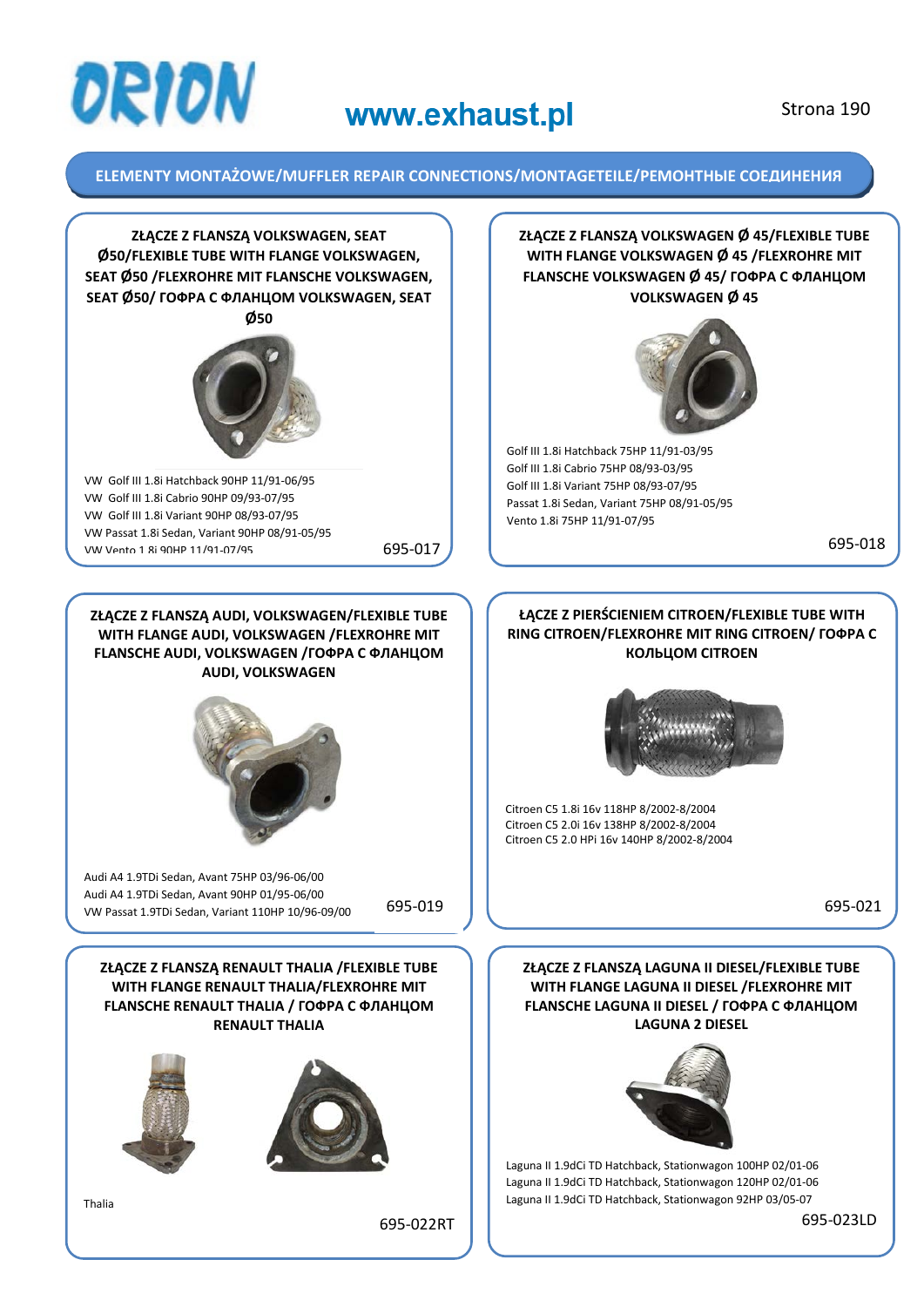# ORION

**www.exhaust.pl**

## ELEMENTY MONTAŻOWE/MUFFLER REPAIR CONNECTIONS/MONTAGETEILE/РЕМОНТНЫЕ СОЕДИНЕНИЯ

### ZŁĄCZE Z FLANSZĄ VOLKSWAGEN, SEAT Ø50/FLEXIBLE TUBE WITH FLANGE VOLKSWAGEN, SEAT Ø50 /FLEXROHRE MIT FLANSCHE VOLKSWAGEN, SEAT Ø50/ ГОФРА С ФЛАНЦОМ VOLKSWAGEN, SEAT Ø50

VW Golf III 1.8i Hatchback 90HP 11/91-06/95
VW Golf III 1.8i Cabrio 90HP 09/93-07/95
VW Golf III 1.8i Variant 90HP 08/93-07/95
VW Passat 1.8i Sedan, Variant 90HP 08/91-05/95
VW Vento 1.8i 90HP 11/91-07/95

695-017

### ZŁĄCZE Z FLANSZĄ VOLKSWAGEN Ø 45/FLEXIBLE TUBE WITH FLANGE VOLKSWAGEN Ø 45 /FLEXROHRE MIT FLANSCHE VOLKSWAGEN Ø 45/ ГОФРА С ФЛАНЦОМ VOLKSWAGEN Ø 45

Golf III 1.8i Hatchback 75HP 11/91-03/95
Golf III 1.8i Cabrio 75HP 08/93-03/95
Golf III 1.8i Variant 75HP 08/93-07/95
Passat 1.8i Sedan, Variant 75HP 08/91-05/95
Vento 1.8i 75HP 11/91-07/95

695-018

### ZŁĄCZE Z FLANSZĄ AUDI, VOLKSWAGEN/FLEXIBLE TUBE WITH FLANGE AUDI, VOLKSWAGEN /FLEXROHRE MIT FLANSCHE AUDI, VOLKSWAGEN /ГОФРА С ФЛАНЦОМ AUDI, VOLKSWAGEN

Audi A4 1.9TDi Sedan, Avant 75HP 03/96-06/00
Audi A4 1.9TDi Sedan, Avant 90HP 01/95-06/00
VW Passat 1.9TDi Sedan, Variant 110HP 10/96-09/00

695-019

### ŁĄCZE Z PIERŚCIENIEM CITROEN/FLEXIBLE TUBE WITH RING CITROEN/FLEXROHRE MIT RING CITROEN/ ГОФРА С КОЛЬЦОМ CITROEN

Citroen C5 1.8i 16v 118HP 8/2002-8/2004
Citroen C5 2.0i 16v 138HP 8/2002-8/2004
Citroen C5 2.0 HPi 16v 140HP 8/2002-8/2004

695-021

### ZŁĄCZE Z FLANSZĄ RENAULT THALIA /FLEXIBLE TUBE WITH FLANGE RENAULT THALIA/FLEXROHRE MIT FLANSCHE RENAULT THALIA / ГОФРА С ФЛАНЦОМ RENAULT THALIA

Thalia

695-022RT

### ZŁĄCZE Z FLANSZĄ LAGUNA II DIESEL/FLEXIBLE TUBE WITH FLANGE LAGUNA II DIESEL /FLEXROHRE MIT FLANSCHE LAGUNA II DIESEL / ГОФРА С ФЛАНЦОМ LAGUNA 2 DIESEL

Laguna II 1.9dCi TD Hatchback, Stationwagon 100HP 02/01-06
Laguna II 1.9dCi TD Hatchback, Stationwagon 120HP 02/01-06
Laguna II 1.9dCi TD Hatchback, Stationwagon 92HP 03/05-07

695-023LD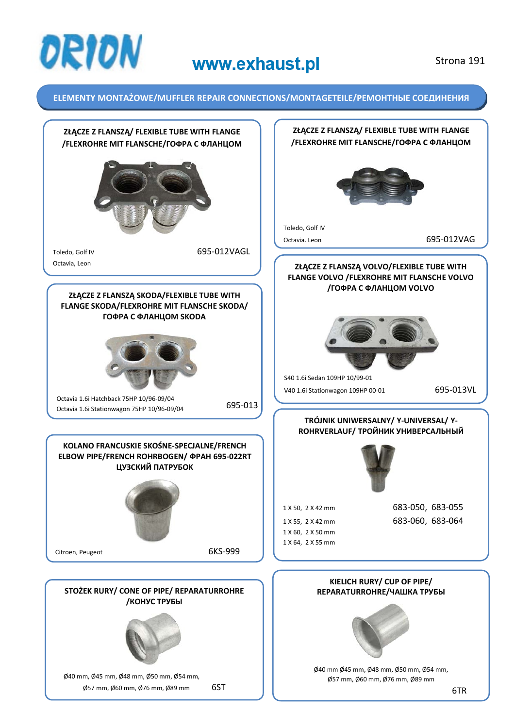## ELEMENTY MONTAŻOWE/MUFFLER REPAIR CONNECTIONS/MONTAGETEILE/РЕМОНТНЫЕ СОЕДИНЕНИЯ

### ZŁĄCZE Z FLANSZĄ/ FLEXIBLE TUBE WITH FLANGE /FLEXROHRE MIT FLANSCHE/ГОФРА С ФЛАНЦОМ

Toledo, Golf IV
Octavia, Leon

695-012VAGL

### ZŁĄCZE Z FLANSZĄ SKODA/FLEXIBLE TUBE WITH FLANGE SKODA/FLEXROHRE MIT FLANSCHE SKODA/ ГОФРА С ФЛАНЦОМ SKODA

Octavia 1.6i Hatchback 75HP 10/96-09/04
Octavia 1.6i Stationwagon 75HP 10/96-09/04

695-013

### KOLANO FRANCUSKIE SKOŚNE-SPECJALNE/FRENCH ELBOW PIPE/FRENCH ROHRBOGEN/ ФРАН 695-022RT ЦУЗСКИЙ ПАТРУБОК

Citroen, Peugeot

6KS-999

### STOŻEK RURY/ CONE OF PIPE/ REPARATURROHRE /КОНУС ТРУБЫ

Ø40 mm, Ø45 mm, Ø48 mm, Ø50 mm, Ø54 mm,
Ø57 mm, Ø60 mm, Ø76 mm, Ø89 mm

6ST

### ZŁĄCZE Z FLANSZĄ/ FLEXIBLE TUBE WITH FLANGE /FLEXROHRE MIT FLANSCHE/ГОФРА С ФЛАНЦОМ

Toledo, Golf IV
Octavia. Leon

695-012VAG

### ZŁĄCZE Z FLANSZĄ VOLVO/FLEXIBLE TUBE WITH FLANGE VOLVO /FLEXROHRE MIT FLANSCHE VOLVO /ГОФРА С ФЛАНЦОМ VOLVO

S40 1.6i Sedan 109HP 10/99-01
V40 1.6i Stationwagon 109HP 00-01

695-013VL

### TRÓJNIK UNIWERSALNY/ Y-UNIVERSAL/ Y-ROHRVERLAUF/ ТРОЙНИК УНИВЕРСАЛЬНЫЙ

1 X 50, 2 X 42 mm
1 X 55, 2 X 42 mm
1 X 60, 2 X 50 mm
1 X 64, 2 X 55 mm

683-050, 683-055
683-060, 683-064

### KIELICH RURY/ CUP OF PIPE/ REPARATURROHRE/ЧАШКА ТРУБЫ

Ø40 mm Ø45 mm, Ø48 mm, Ø50 mm, Ø54 mm,
Ø57 mm, Ø60 mm, Ø76 mm, Ø89 mm

6TR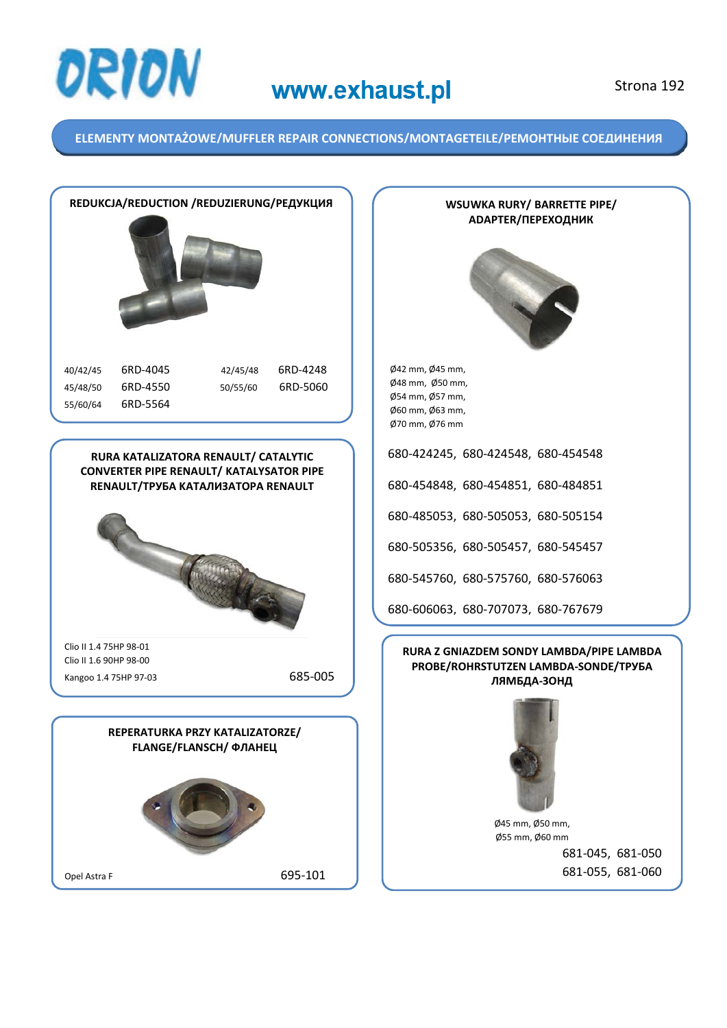# ORION

**www.exhaust.pl**

## ELEMENTY MONTAŻOWE/MUFFLER REPAIR CONNECTIONS/MONTAGETEILE/РЕМОНТНЫЕ СОЕДИНЕНИЯ

### REDUKCJA/REDUCTION /REDUZIERUNG/РЕДУКЦИЯ

| | | | |
|---|---|---|---|
| 40/42/45 | 6RD-4045 | 42/45/48 | 6RD-4248 |
| 45/48/50 | 6RD-4550 | 50/55/60 | 6RD-5060 |
| 55/60/64 | 6RD-5564 | | |

### WSUWKA RURY/ BARRETTE PIPE/ ADAPTER/ПЕРЕХОДНИК

Ø42 mm, Ø45 mm,
Ø48 mm, Ø50 mm,
Ø54 mm, Ø57 mm,
Ø60 mm, Ø63 mm,
Ø70 mm, Ø76 mm

680-424245, 680-424548, 680-454548

680-454848, 680-454851, 680-484851

680-485053, 680-505053, 680-505154

680-505356, 680-505457, 680-545457

680-545760, 680-575760, 680-576063

680-606063, 680-707073, 680-767679

### RURA KATALIZATORA RENAULT/ CATALYTIC CONVERTER PIPE RENAULT/ KATALYSATOR PIPE RENAULT/ТРУБА КАТАЛИЗАТОРА RENAULT

Clio II 1.4 75HP 98-01
Clio II 1.6 90HP 98-00
Kangoo 1.4 75HP 97-03 — 685-005

### RURA Z GNIAZDEM SONDY LAMBDA/PIPE LAMBDA PROBE/ROHRSTUTZEN LAMBDA-SONDE/ТРУБА ЛЯМБДА-ЗОНД

Ø45 mm, Ø50 mm,
Ø55 mm, Ø60 mm

681-045, 681-050
681-055, 681-060

### REPERATURKA PRZY KATALIZATORZE/ FLANGE/FLANSCH/ ФЛАНЕЦ

Opel Astra F — 695-101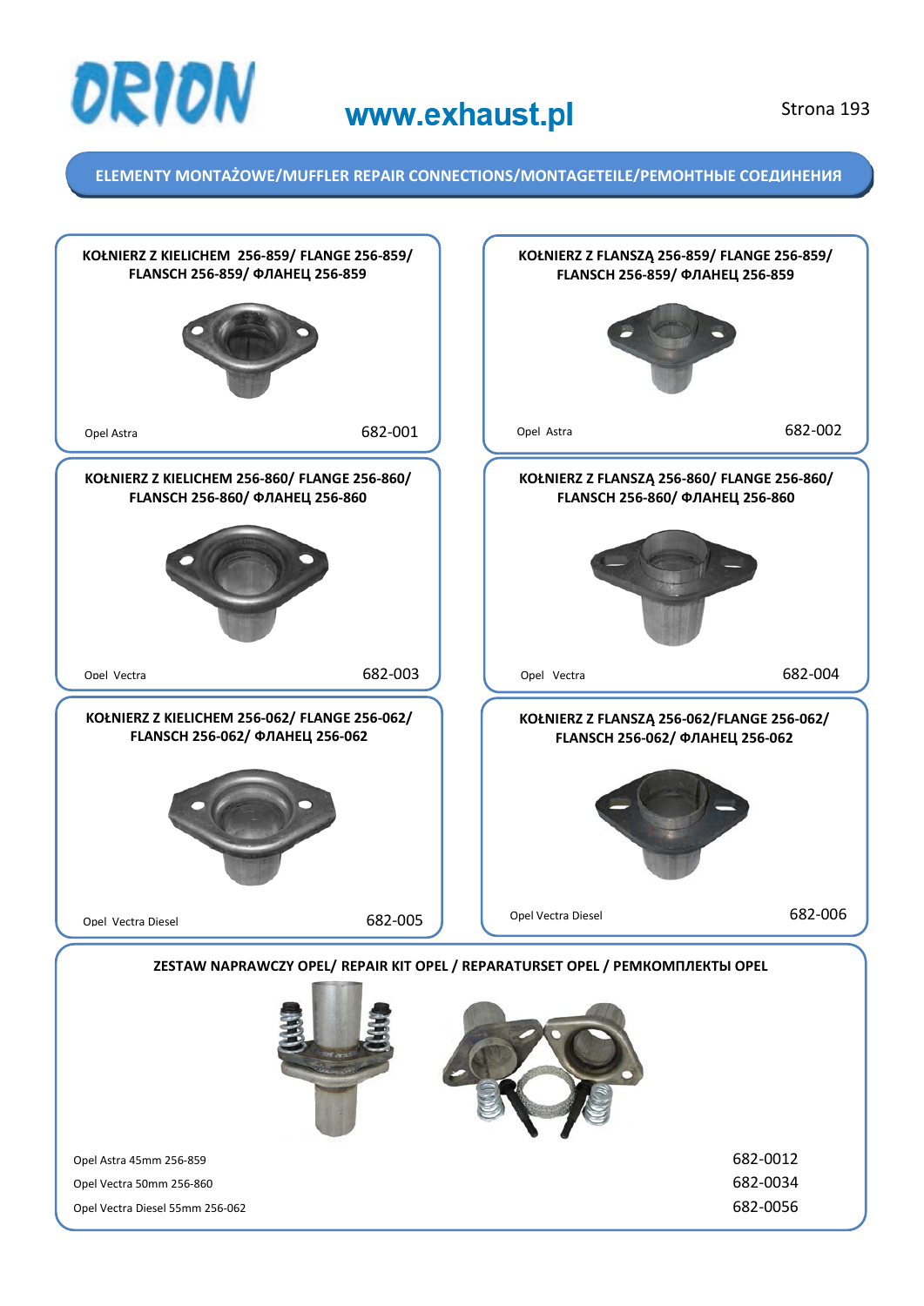# ELEMENTY MONTAŻOWE/MUFFLER REPAIR CONNECTIONS/MONTAGETEILE/РЕМОНТНЫЕ СОЕДИНЕНИЯ

### KOŁNIERZ Z KIELICHEM 256-859/ FLANGE 256-859/ FLANSCH 256-859/ ФЛАНЕЦ 256-859

Opel Astra

682-001

### KOŁNIERZ Z FLANSZĄ 256-859/ FLANGE 256-859/ FLANSCH 256-859/ ФЛАНЕЦ 256-859

Opel Astra

682-002

### KOŁNIERZ Z KIELICHEM 256-860/ FLANGE 256-860/ FLANSCH 256-860/ ФЛАНЕЦ 256-860

Opel Vectra

682-003

### KOŁNIERZ Z FLANSZĄ 256-860/ FLANGE 256-860/ FLANSCH 256-860/ ФЛАНЕЦ 256-860

Opel Vectra

682-004

### KOŁNIERZ Z KIELICHEM 256-062/ FLANGE 256-062/ FLANSCH 256-062/ ФЛАНЕЦ 256-062

Opel Vectra Diesel

682-005

### KOŁNIERZ Z FLANSZĄ 256-062/FLANGE 256-062/ FLANSCH 256-062/ ФЛАНЕЦ 256-062

Opel Vectra Diesel

682-006

### ZESTAW NAPRAWCZY OPEL/ REPAIR KIT OPEL / REPARATURSET OPEL / РЕМКОМПЛЕКТЫ OPEL

| | |
|---|---|
| Opel Astra 45mm 256-859 | 682-0012 |
| Opel Vectra 50mm 256-860 | 682-0034 |
| Opel Vectra Diesel 55mm 256-062 | 682-0056 |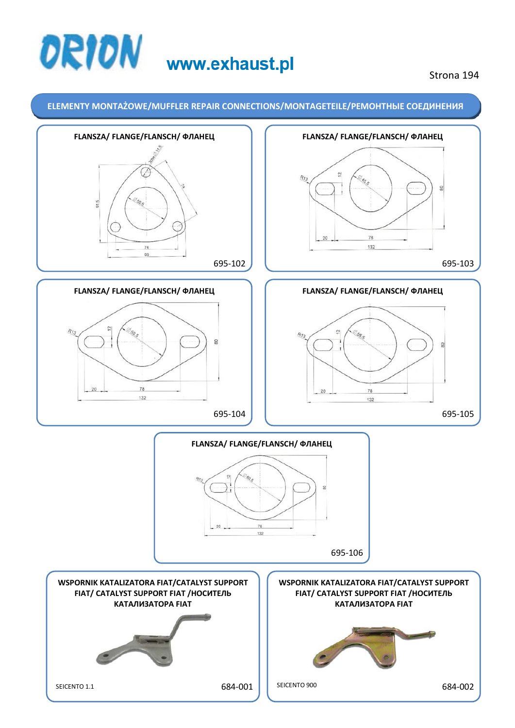# ORION www.exhaust.pl

Strona 194

## ELEMENTY MONTAŻOWE/MUFFLER REPAIR CONNECTIONS/MONTAGETEILE/РЕМОНТНЫЕ СОЕДИНЕНИЯ

### FLANSZA/ FLANGE/FLANSCH/ ФЛАНЕЦ

30 3x Ø 11.5, Ø 50.5, 74, 91.5, 74, 93

695-102

### FLANSZA/ FLANGE/FLANSCH/ ФЛАНЕЦ

R13, 12, Ø 45.5, 80, 20, 78, 132

695-103

### FLANSZA/ FLANGE/FLANSCH/ ФЛАНЕЦ

R13, 12, Ø 50.5, 80, 20, 78, 132

695-104

### FLANSZA/ FLANGE/FLANSCH/ ФЛАНЕЦ

R13, 12, Ø 55.5, 80, 20, 78, 132

695-105

### FLANSZA/ FLANGE/FLANSCH/ ФЛАНЕЦ

R13, 12, Ø 60.5, 80, 20, 78, 132

695-106

### WSPORNIK KATALIZATORA FIAT/CATALYST SUPPORT FIAT/ CATALYST SUPPORT FIAT /НОСИТЕЛЬ КАТАЛИЗАТОРА FIAT

SEICENTO 1.1

684-001

### WSPORNIK KATALIZATORA FIAT/CATALYST SUPPORT FIAT/ CATALYST SUPPORT FIAT /НОСИТЕЛЬ КАТАЛИЗАТОРА FIAT

SEICENTO 900

684-002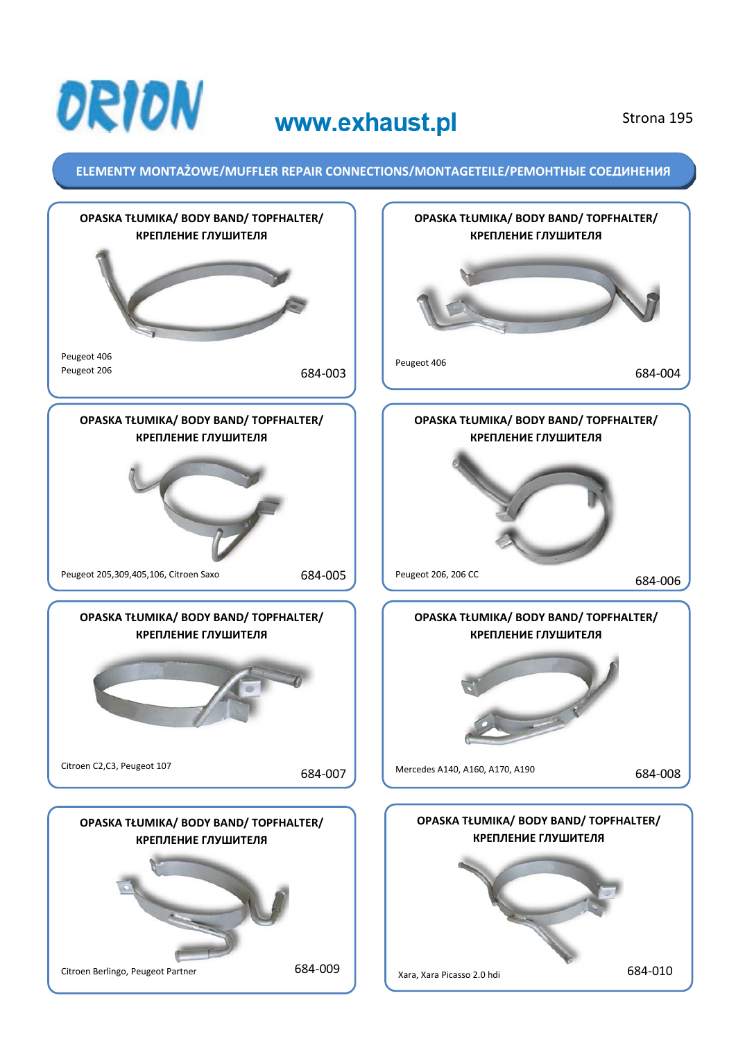# ORION

**www.exhaust.pl**

## ELEMENTY MONTAŻOWE/MUFFLER REPAIR CONNECTIONS/MONTAGETEILE/РЕМОНТНЫЕ СОЕДИНЕНИЯ

### OPASKA TŁUMIKA/ BODY BAND/ TOPFHALTER/ КРЕПЛЕНИЕ ГЛУШИТЕЛЯ

Peugeot 406
Peugeot 206

684-003

### OPASKA TŁUMIKA/ BODY BAND/ TOPFHALTER/ КРЕПЛЕНИЕ ГЛУШИТЕЛЯ

Peugeot 406

684-004

### OPASKA TŁUMIKA/ BODY BAND/ TOPFHALTER/ КРЕПЛЕНИЕ ГЛУШИТЕЛЯ

Peugeot 205,309,405,106, Citroen Saxo

684-005

### OPASKA TŁUMIKA/ BODY BAND/ TOPFHALTER/ КРЕПЛЕНИЕ ГЛУШИТЕЛЯ

Peugeot 206, 206 CC

684-006

### OPASKA TŁUMIKA/ BODY BAND/ TOPFHALTER/ КРЕПЛЕНИЕ ГЛУШИТЕЛЯ

Citroen C2,C3, Peugeot 107

684-007

### OPASKA TŁUMIKA/ BODY BAND/ TOPFHALTER/ КРЕПЛЕНИЕ ГЛУШИТЕЛЯ

Mercedes A140, A160, A170, A190

684-008

### OPASKA TŁUMIKA/ BODY BAND/ TOPFHALTER/ КРЕПЛЕНИЕ ГЛУШИТЕЛЯ

Citroen Berlingo, Peugeot Partner

684-009

### OPASKA TŁUMIKA/ BODY BAND/ TOPFHALTER/ КРЕПЛЕНИЕ ГЛУШИТЕЛЯ

Xara, Xara Picasso 2.0 hdi

684-010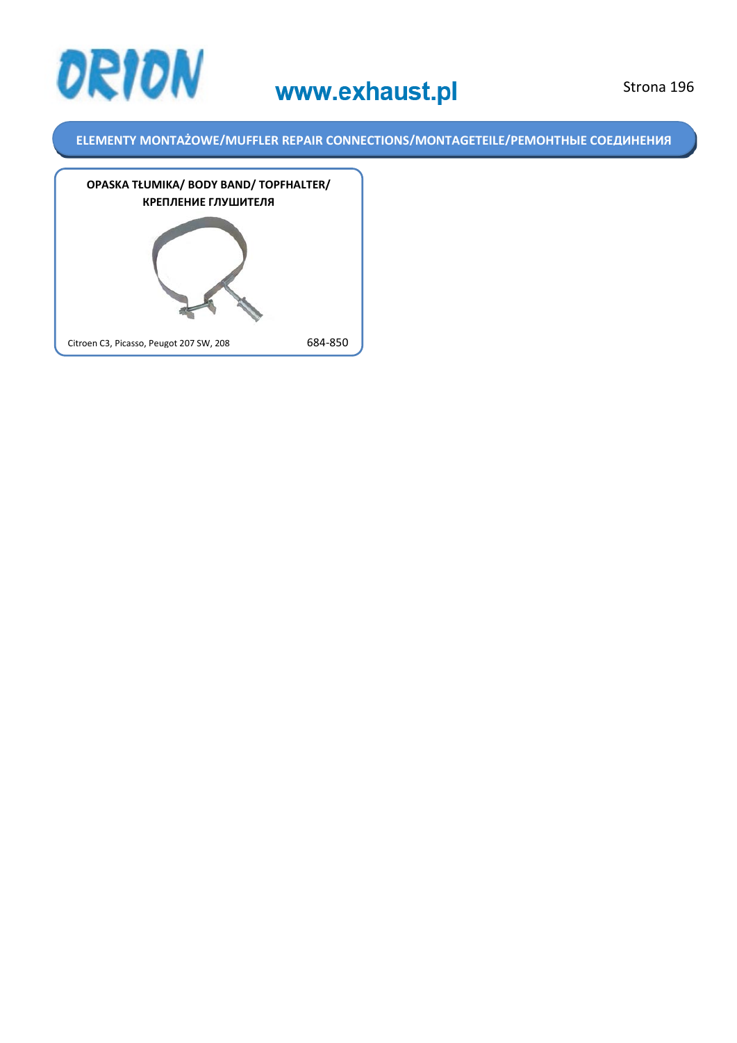# ORION

**www.exhaust.pl**

## ELEMENTY MONTAŻOWE/MUFFLER REPAIR CONNECTIONS/MONTAGETEILE/РЕМОНТНЫЕ СОЕДИНЕНИЯ

### OPASKA TŁUMIKA/ BODY BAND/ TOPFHALTER/ КРЕПЛЕНИЕ ГЛУШИТЕЛЯ

Citroen C3, Picasso, Peugot 207 SW, 208 — 684-850